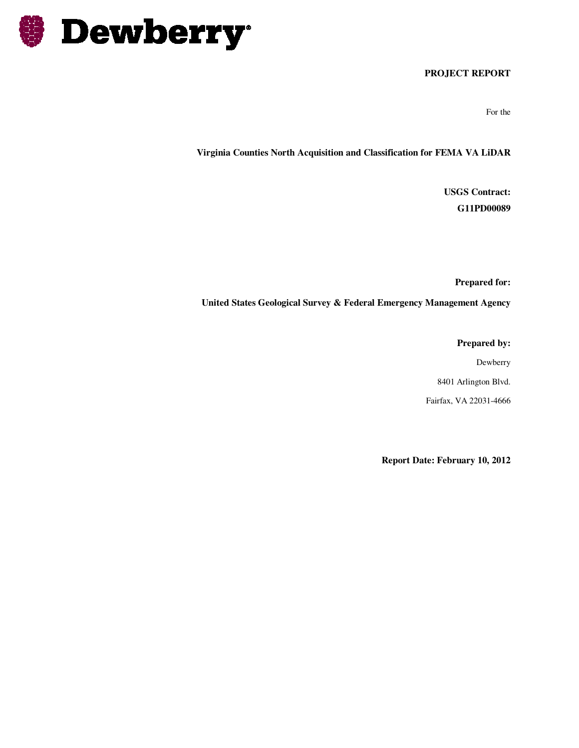Dewberry

**PROJECT REPORT**

For the

**Virginia Counties North Acquisition and Classification for FEMA VA LiDAR**

**USGS Contract:**

**G11PD00089**

**Prepared for:**

**United States Geological Survey & Federal Emergency Management Agency**

**Prepared by:**

Dewberry

8401 Arlington Blvd.

Fairfax, VA 22031-4666

**Report Date: February 10, 2012**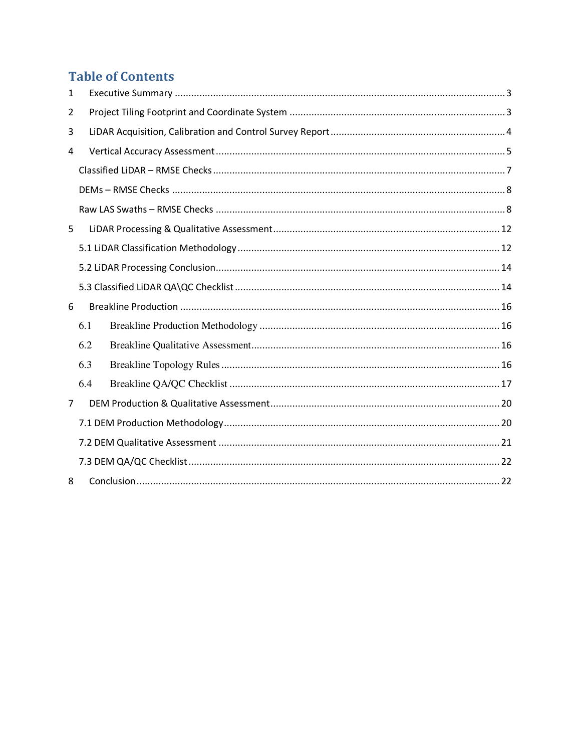# Table of Contents

1 Executive Summary ........................................................................................................................ 3

2 Project Tiling Footprint and Coordinate System ............................................................................ 3

3 LiDAR Acquisition, Calibration and Control Survey Report .............................................................. 4

4 Vertical Accuracy Assessment ......................................................................................................... 5

Classified LiDAR – RMSE Checks ......................................................................................................... 7

DEMs – RMSE Checks ........................................................................................................................ 8

Raw LAS Swaths – RMSE Checks ........................................................................................................ 8

5 LiDAR Processing & Qualitative Assessment .................................................................................. 12

5.1 LiDAR Classification Methodology ............................................................................................... 12

5.2 LiDAR Processing Conclusion ....................................................................................................... 14

5.3 Classified LiDAR QA\QC Checklist ................................................................................................ 14

6 Breakline Production ..................................................................................................................... 16

6.1 Breakline Production Methodology ....................................................................................... 16

6.2 Breakline Qualitative Assessment .......................................................................................... 16

6.3 Breakline Topology Rules ...................................................................................................... 16

6.4 Breakline QA/QC Checklist .................................................................................................. 17

7 DEM Production & Qualitative Assessment ................................................................................... 20

7.1 DEM Production Methodology .................................................................................................... 20

7.2 DEM Qualitative Assessment ...................................................................................................... 21

7.3 DEM QA/QC Checklist ................................................................................................................. 22

8 Conclusion ..................................................................................................................................... 22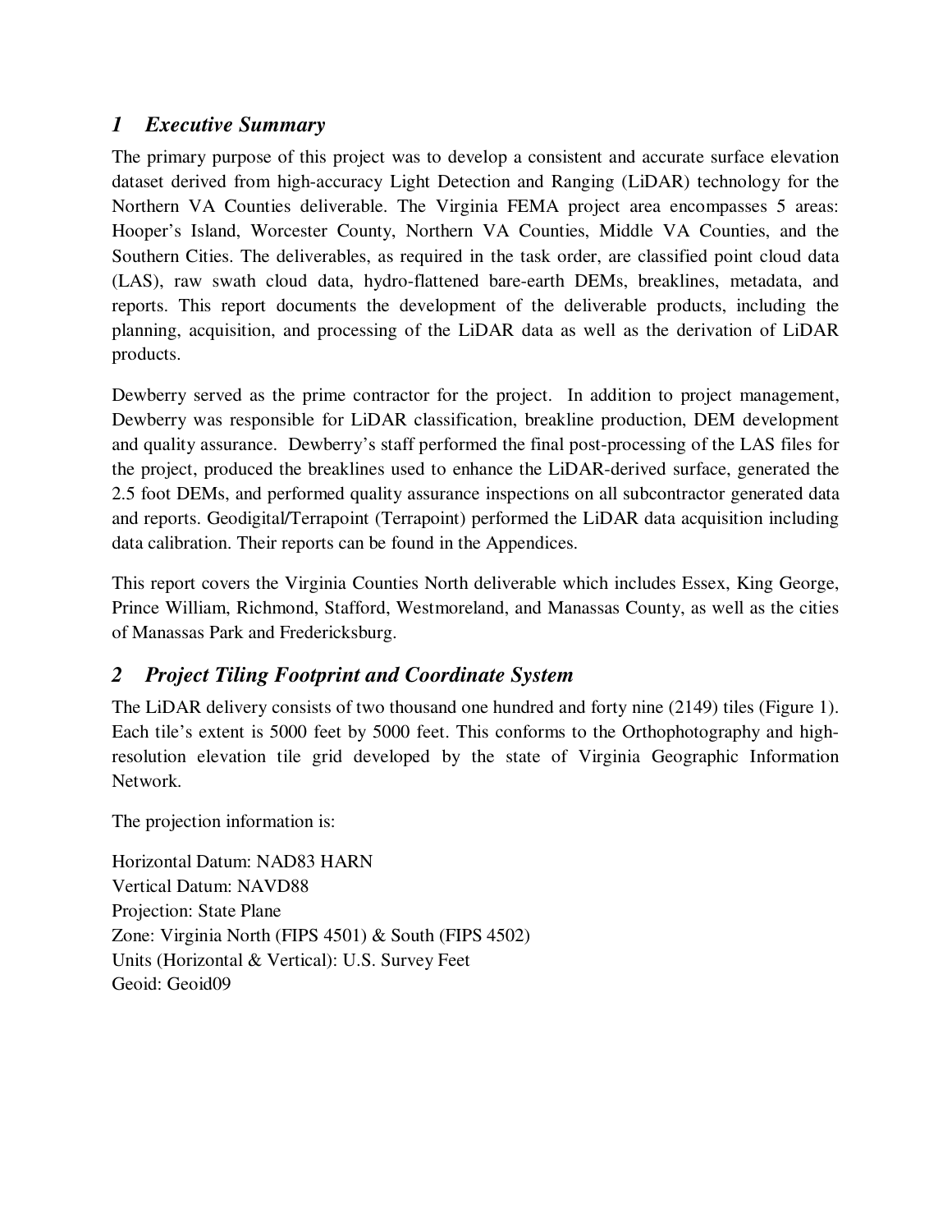## *1 Executive Summary*

The primary purpose of this project was to develop a consistent and accurate surface elevation dataset derived from high-accuracy Light Detection and Ranging (LiDAR) technology for the Northern VA Counties deliverable. The Virginia FEMA project area encompasses 5 areas: Hooper's Island, Worcester County, Northern VA Counties, Middle VA Counties, and the Southern Cities. The deliverables, as required in the task order, are classified point cloud data (LAS), raw swath cloud data, hydro-flattened bare-earth DEMs, breaklines, metadata, and reports. This report documents the development of the deliverable products, including the planning, acquisition, and processing of the LiDAR data as well as the derivation of LiDAR products.

Dewberry served as the prime contractor for the project. In addition to project management, Dewberry was responsible for LiDAR classification, breakline production, DEM development and quality assurance. Dewberry's staff performed the final post-processing of the LAS files for the project, produced the breaklines used to enhance the LiDAR-derived surface, generated the 2.5 foot DEMs, and performed quality assurance inspections on all subcontractor generated data and reports. Geodigital/Terrapoint (Terrapoint) performed the LiDAR data acquisition including data calibration. Their reports can be found in the Appendices.

This report covers the Virginia Counties North deliverable which includes Essex, King George, Prince William, Richmond, Stafford, Westmoreland, and Manassas County, as well as the cities of Manassas Park and Fredericksburg.

## *2 Project Tiling Footprint and Coordinate System*

The LiDAR delivery consists of two thousand one hundred and forty nine (2149) tiles (Figure 1). Each tile's extent is 5000 feet by 5000 feet. This conforms to the Orthophotography and high-resolution elevation tile grid developed by the state of Virginia Geographic Information Network.

The projection information is:

Horizontal Datum: NAD83 HARN
Vertical Datum: NAVD88
Projection: State Plane
Zone: Virginia North (FIPS 4501) & South (FIPS 4502)
Units (Horizontal & Vertical): U.S. Survey Feet
Geoid: Geoid09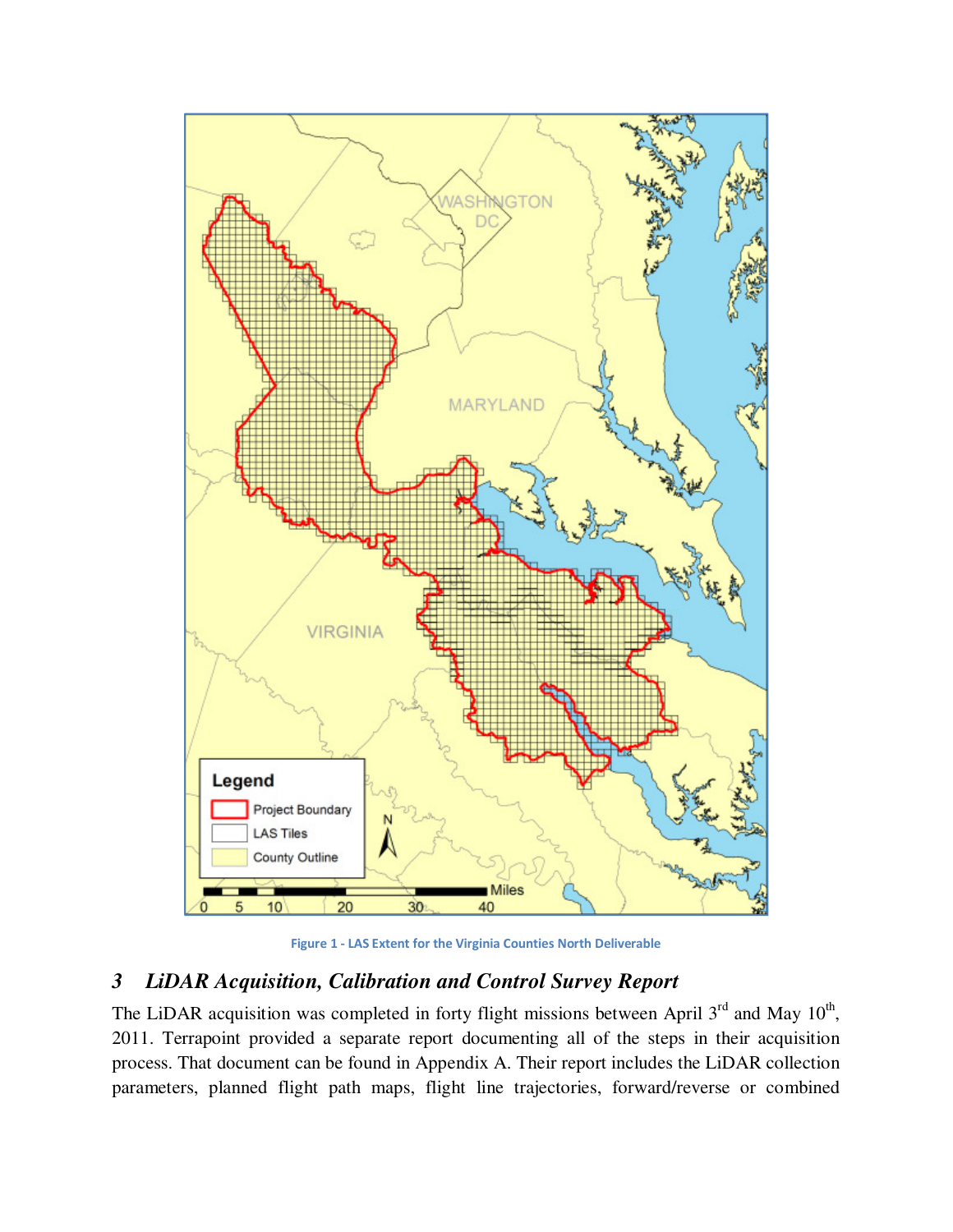Figure 1 - LAS Extent for the Virginia Counties North Deliverable

## 3 *LiDAR Acquisition, Calibration and Control Survey Report*

The LiDAR acquisition was completed in forty flight missions between April 3rd and May 10th, 2011. Terrapoint provided a separate report documenting all of the steps in their acquisition process. That document can be found in Appendix A. Their report includes the LiDAR collection parameters, planned flight path maps, flight line trajectories, forward/reverse or combined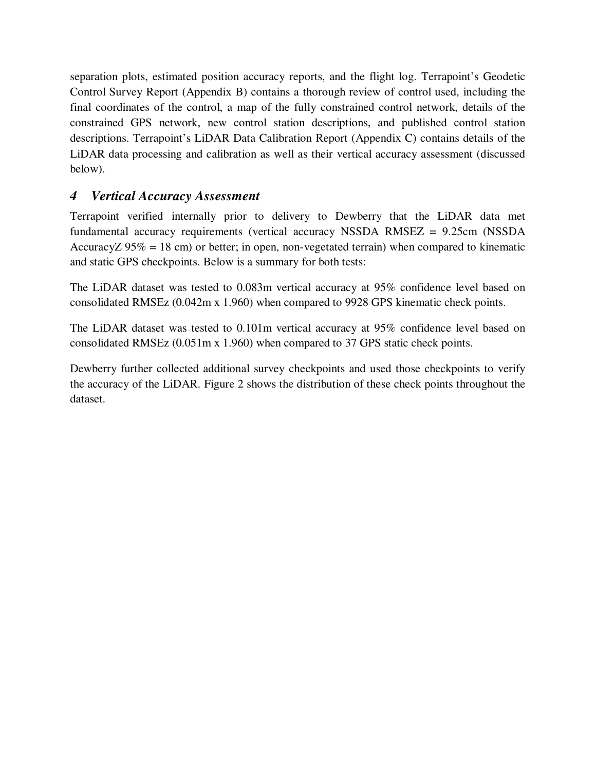separation plots, estimated position accuracy reports, and the flight log. Terrapoint's Geodetic Control Survey Report (Appendix B) contains a thorough review of control used, including the final coordinates of the control, a map of the fully constrained control network, details of the constrained GPS network, new control station descriptions, and published control station descriptions. Terrapoint's LiDAR Data Calibration Report (Appendix C) contains details of the LiDAR data processing and calibration as well as their vertical accuracy assessment (discussed below).

## *4 Vertical Accuracy Assessment*

Terrapoint verified internally prior to delivery to Dewberry that the LiDAR data met fundamental accuracy requirements (vertical accuracy NSSDA RMSEZ = 9.25cm (NSSDA AccuracyZ 95% = 18 cm) or better; in open, non-vegetated terrain) when compared to kinematic and static GPS checkpoints. Below is a summary for both tests:

The LiDAR dataset was tested to 0.083m vertical accuracy at 95% confidence level based on consolidated RMSEz (0.042m x 1.960) when compared to 9928 GPS kinematic check points.

The LiDAR dataset was tested to 0.101m vertical accuracy at 95% confidence level based on consolidated RMSEz (0.051m x 1.960) when compared to 37 GPS static check points.

Dewberry further collected additional survey checkpoints and used those checkpoints to verify the accuracy of the LiDAR. Figure 2 shows the distribution of these check points throughout the dataset.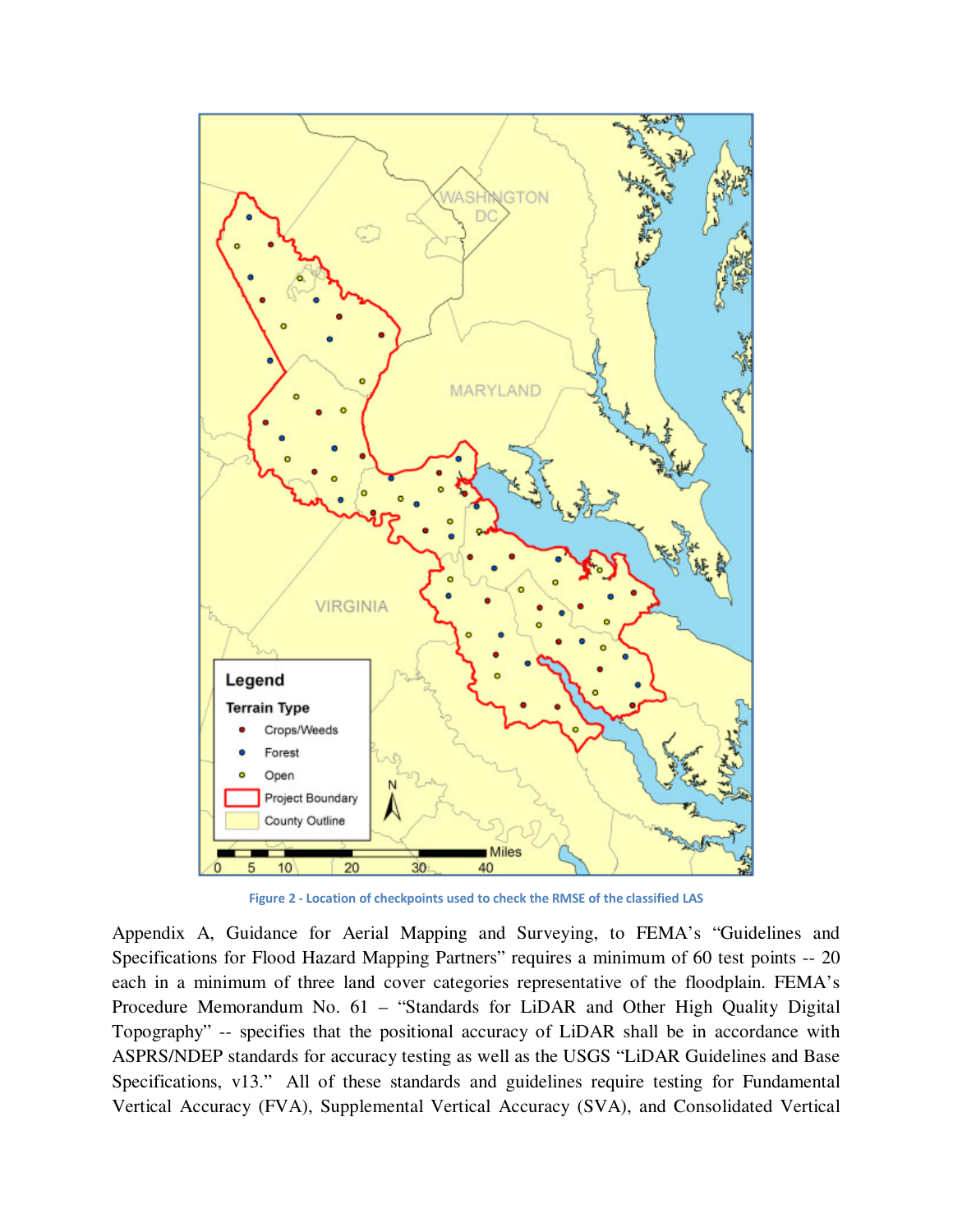Figure 2 - Location of checkpoints used to check the RMSE of the classified LAS

Appendix A, Guidance for Aerial Mapping and Surveying, to FEMA's "Guidelines and Specifications for Flood Hazard Mapping Partners" requires a minimum of 60 test points -- 20 each in a minimum of three land cover categories representative of the floodplain. FEMA's Procedure Memorandum No. 61 – "Standards for LiDAR and Other High Quality Digital Topography" -- specifies that the positional accuracy of LiDAR shall be in accordance with ASPRS/NDEP standards for accuracy testing as well as the USGS "LiDAR Guidelines and Base Specifications, v13." All of these standards and guidelines require testing for Fundamental Vertical Accuracy (FVA), Supplemental Vertical Accuracy (SVA), and Consolidated Vertical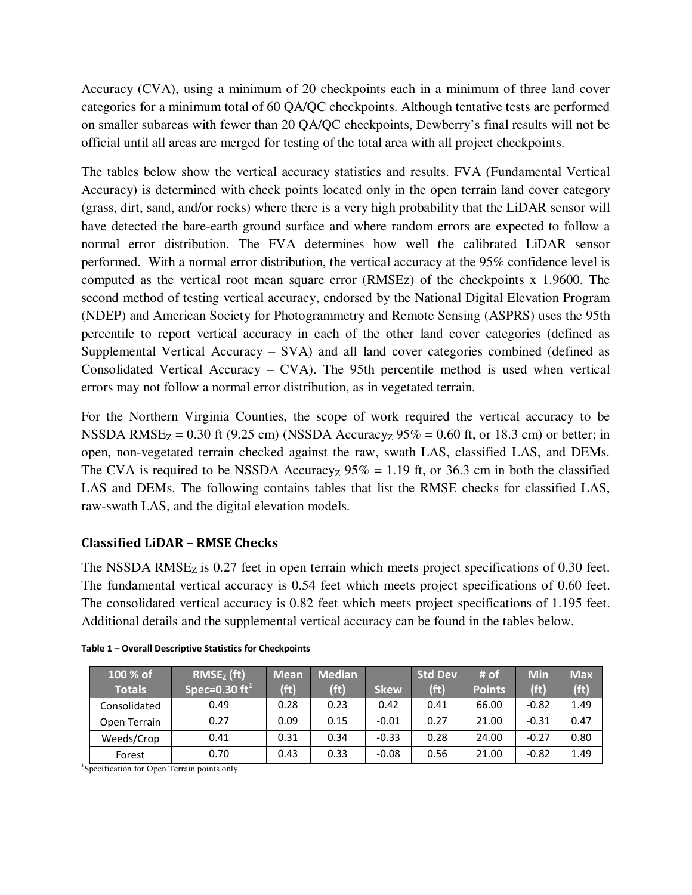Accuracy (CVA), using a minimum of 20 checkpoints each in a minimum of three land cover categories for a minimum total of 60 QA/QC checkpoints. Although tentative tests are performed on smaller subareas with fewer than 20 QA/QC checkpoints, Dewberry's final results will not be official until all areas are merged for testing of the total area with all project checkpoints.

The tables below show the vertical accuracy statistics and results. FVA (Fundamental Vertical Accuracy) is determined with check points located only in the open terrain land cover category (grass, dirt, sand, and/or rocks) where there is a very high probability that the LiDAR sensor will have detected the bare-earth ground surface and where random errors are expected to follow a normal error distribution. The FVA determines how well the calibrated LiDAR sensor performed. With a normal error distribution, the vertical accuracy at the 95% confidence level is computed as the vertical root mean square error (RMSEz) of the checkpoints x 1.9600. The second method of testing vertical accuracy, endorsed by the National Digital Elevation Program (NDEP) and American Society for Photogrammetry and Remote Sensing (ASPRS) uses the 95th percentile to report vertical accuracy in each of the other land cover categories (defined as Supplemental Vertical Accuracy – SVA) and all land cover categories combined (defined as Consolidated Vertical Accuracy – CVA). The 95th percentile method is used when vertical errors may not follow a normal error distribution, as in vegetated terrain.

For the Northern Virginia Counties, the scope of work required the vertical accuracy to be NSSDA $RMSE_Z$ = 0.30 ft (9.25 cm) (NSSDA $Accuracy_Z$ 95% = 0.60 ft, or 18.3 cm) or better; in open, non-vegetated terrain checked against the raw, swath LAS, classified LAS, and DEMs. The CVA is required to be NSSDA $Accuracy_Z$ 95% = 1.19 ft, or 36.3 cm in both the classified LAS and DEMs. The following contains tables that list the RMSE checks for classified LAS, raw-swath LAS, and the digital elevation models.

### Classified LiDAR – RMSE Checks

The NSSDA $RMSE_Z$ is 0.27 feet in open terrain which meets project specifications of 0.30 feet. The fundamental vertical accuracy is 0.54 feet which meets project specifications of 0.60 feet. The consolidated vertical accuracy is 0.82 feet which meets project specifications of 1.195 feet. Additional details and the supplemental vertical accuracy can be found in the tables below.

**Table 1 – Overall Descriptive Statistics for Checkpoints**

| 100 % of Totals | $RMSE_Z$ (ft) Spec=0.30 ft[1] | Mean (ft) | Median (ft) | Skew | Std Dev (ft) | # of Points | Min (ft) | Max (ft) |
|---|---|---|---|---|---|---|---|---|
| Consolidated | 0.49 | 0.28 | 0.23 | 0.42 | 0.41 | 66.00 | -0.82 | 1.49 |
| Open Terrain | 0.27 | 0.09 | 0.15 | -0.01 | 0.27 | 21.00 | -0.31 | 0.47 |
| Weeds/Crop | 0.41 | 0.31 | 0.34 | -0.33 | 0.28 | 24.00 | -0.27 | 0.80 |
| Forest | 0.70 | 0.43 | 0.33 | -0.08 | 0.56 | 21.00 | -0.82 | 1.49 |

[1]Specification for Open Terrain points only.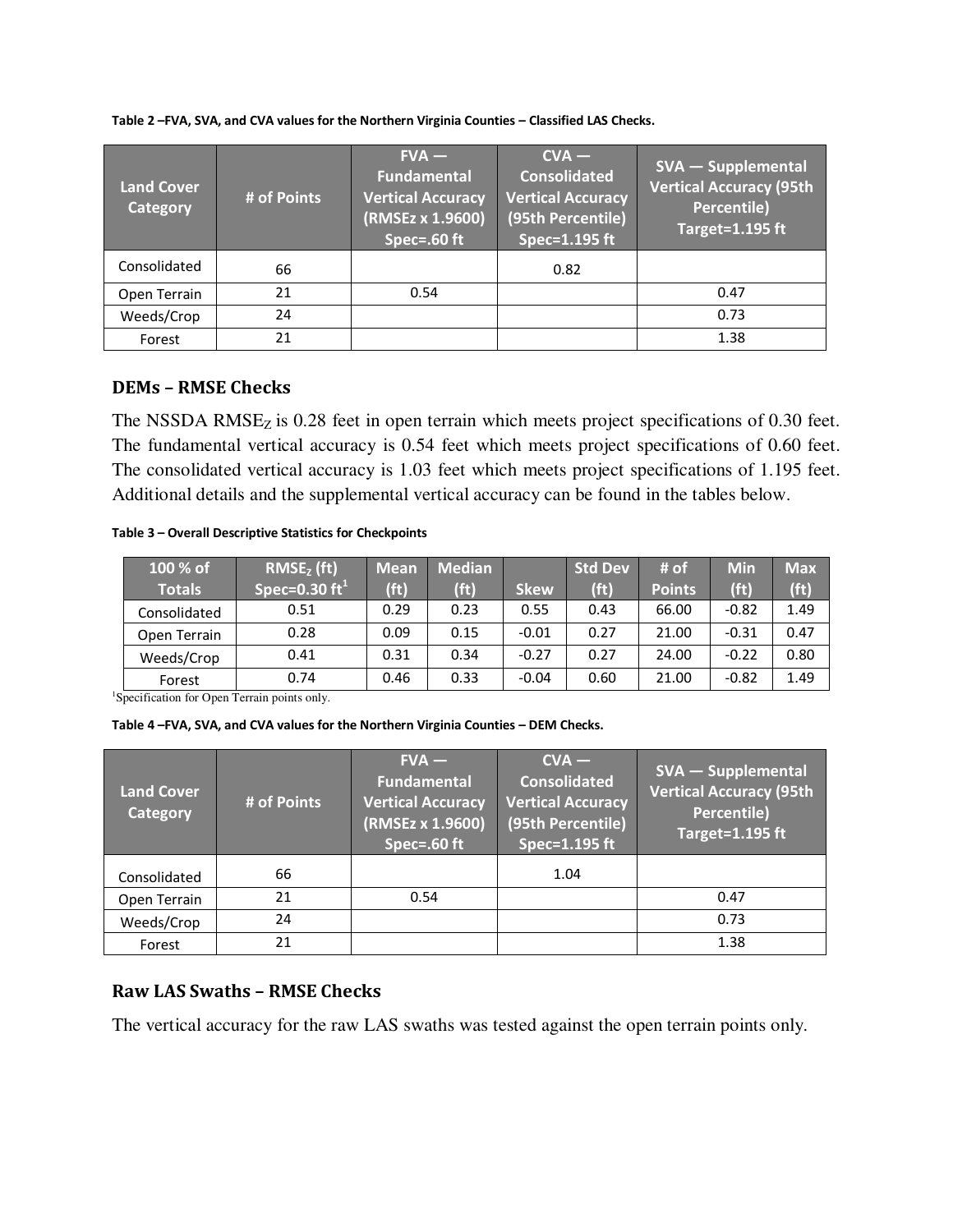**Table 2 –FVA, SVA, and CVA values for the Northern Virginia Counties – Classified LAS Checks.**

| Land Cover Category | # of Points | FVA — Fundamental Vertical Accuracy (RMSEz x 1.9600) Spec=.60 ft | CVA — Consolidated Vertical Accuracy (95th Percentile) Spec=1.195 ft | SVA — Supplemental Vertical Accuracy (95th Percentile) Target=1.195 ft |
|---|---|---|---|---|
| Consolidated | 66 | | 0.82 | |
| Open Terrain | 21 | 0.54 | | 0.47 |
| Weeds/Crop | 24 | | | 0.73 |
| Forest | 21 | | | 1.38 |

## DEMs – RMSE Checks

The NSSDA $RMSE_Z$ is 0.28 feet in open terrain which meets project specifications of 0.30 feet. The fundamental vertical accuracy is 0.54 feet which meets project specifications of 0.60 feet. The consolidated vertical accuracy is 1.03 feet which meets project specifications of 1.195 feet. Additional details and the supplemental vertical accuracy can be found in the tables below.

**Table 3 – Overall Descriptive Statistics for Checkpoints**

| 100 % of Totals | $RMSE_Z$ (ft) Spec=0.30 ft[1] | Mean (ft) | Median (ft) | Skew | Std Dev (ft) | # of Points | Min (ft) | Max (ft) |
|---|---|---|---|---|---|---|---|---|
| Consolidated | 0.51 | 0.29 | 0.23 | 0.55 | 0.43 | 66.00 | -0.82 | 1.49 |
| Open Terrain | 0.28 | 0.09 | 0.15 | -0.01 | 0.27 | 21.00 | -0.31 | 0.47 |
| Weeds/Crop | 0.41 | 0.31 | 0.34 | -0.27 | 0.27 | 24.00 | -0.22 | 0.80 |
| Forest | 0.74 | 0.46 | 0.33 | -0.04 | 0.60 | 21.00 | -0.82 | 1.49 |

[1]Specification for Open Terrain points only.

**Table 4 –FVA, SVA, and CVA values for the Northern Virginia Counties – DEM Checks.**

| Land Cover Category | # of Points | FVA — Fundamental Vertical Accuracy (RMSEz x 1.9600) Spec=.60 ft | CVA — Consolidated Vertical Accuracy (95th Percentile) Spec=1.195 ft | SVA — Supplemental Vertical Accuracy (95th Percentile) Target=1.195 ft |
|---|---|---|---|---|
| Consolidated | 66 | | 1.04 | |
| Open Terrain | 21 | 0.54 | | 0.47 |
| Weeds/Crop | 24 | | | 0.73 |
| Forest | 21 | | | 1.38 |

## Raw LAS Swaths – RMSE Checks

The vertical accuracy for the raw LAS swaths was tested against the open terrain points only.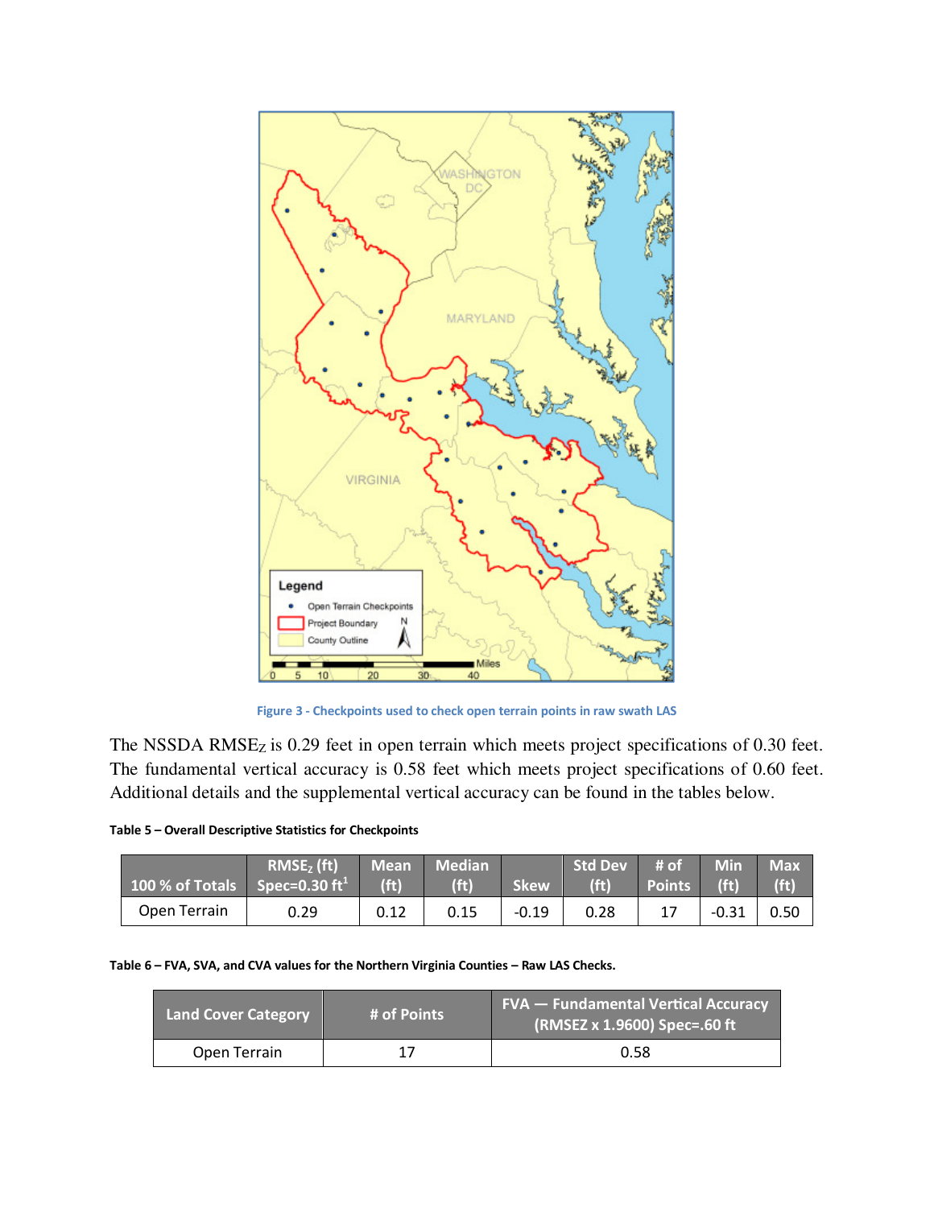Figure 3 - Checkpoints used to check open terrain points in raw swath LAS

The NSSDA $RMSE_Z$ is 0.29 feet in open terrain which meets project specifications of 0.30 feet. The fundamental vertical accuracy is 0.58 feet which meets project specifications of 0.60 feet. Additional details and the supplemental vertical accuracy can be found in the tables below.

**Table 5 – Overall Descriptive Statistics for Checkpoints**

| 100 % of Totals | $RMSE_Z$ (ft) Spec=0.30 ft[1] | Mean (ft) | Median (ft) | Skew | Std Dev (ft) | # of Points | Min (ft) | Max (ft) |
|---|---|---|---|---|---|---|---|---|
| Open Terrain | 0.29 | 0.12 | 0.15 | -0.19 | 0.28 | 17 | -0.31 | 0.50 |

**Table 6 – FVA, SVA, and CVA values for the Northern Virginia Counties – Raw LAS Checks.**

| Land Cover Category | # of Points | FVA — Fundamental Vertical Accuracy (RMSEZ x 1.9600) Spec=.60 ft |
|---|---|---|
| Open Terrain | 17 | 0.58 |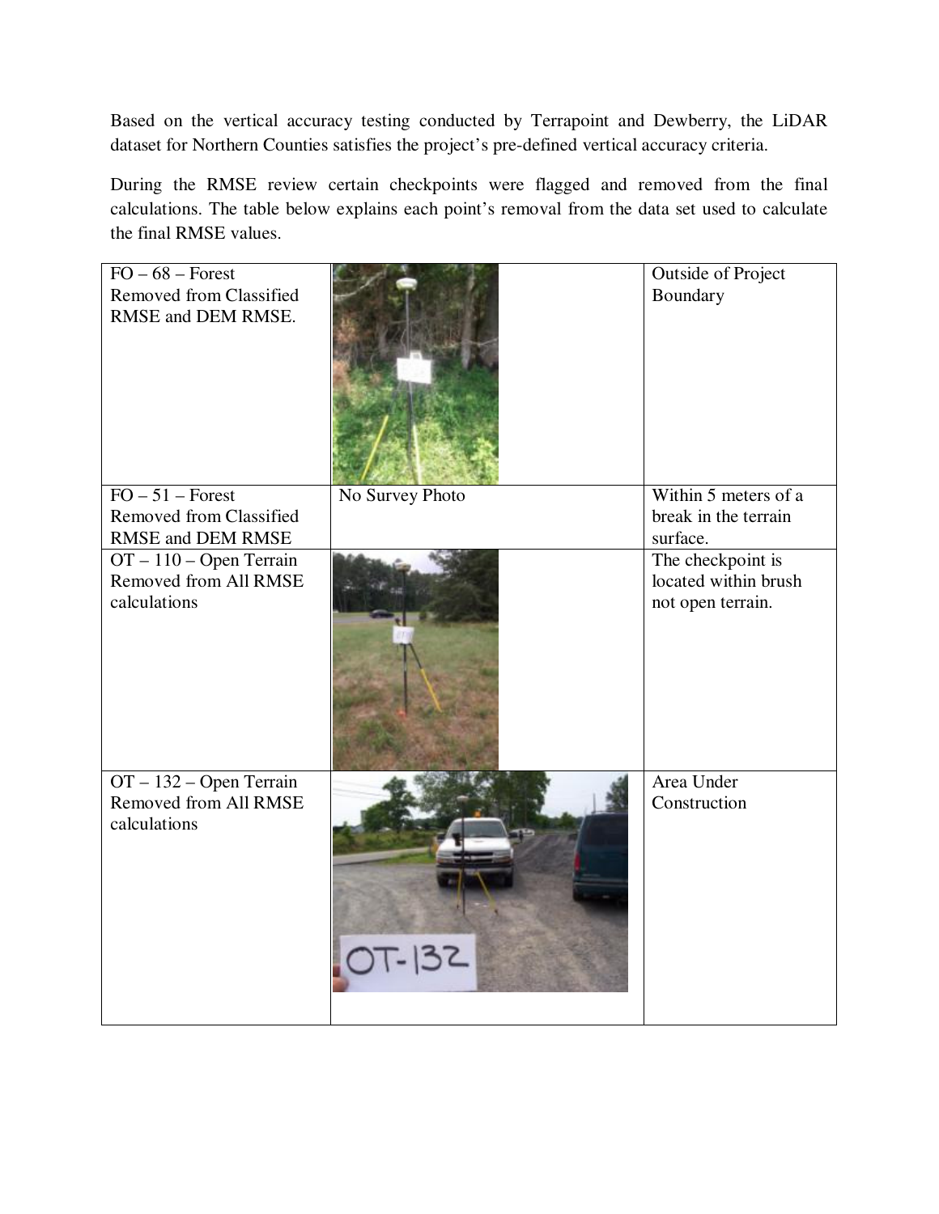Based on the vertical accuracy testing conducted by Terrapoint and Dewberry, the LiDAR dataset for Northern Counties satisfies the project's pre-defined vertical accuracy criteria.

During the RMSE review certain checkpoints were flagged and removed from the final calculations. The table below explains each point's removal from the data set used to calculate the final RMSE values.

| | | |
|---|---|---|
| FO – 68 – Forest<br>Removed from Classified RMSE and DEM RMSE. | | Outside of Project Boundary |
| FO – 51 – Forest<br>Removed from Classified RMSE and DEM RMSE | No Survey Photo | Within 5 meters of a break in the terrain surface. |
| OT – 110 – Open Terrain<br>Removed from All RMSE calculations | | The checkpoint is located within brush not open terrain. |
| OT – 132 – Open Terrain<br>Removed from All RMSE calculations | | Area Under Construction |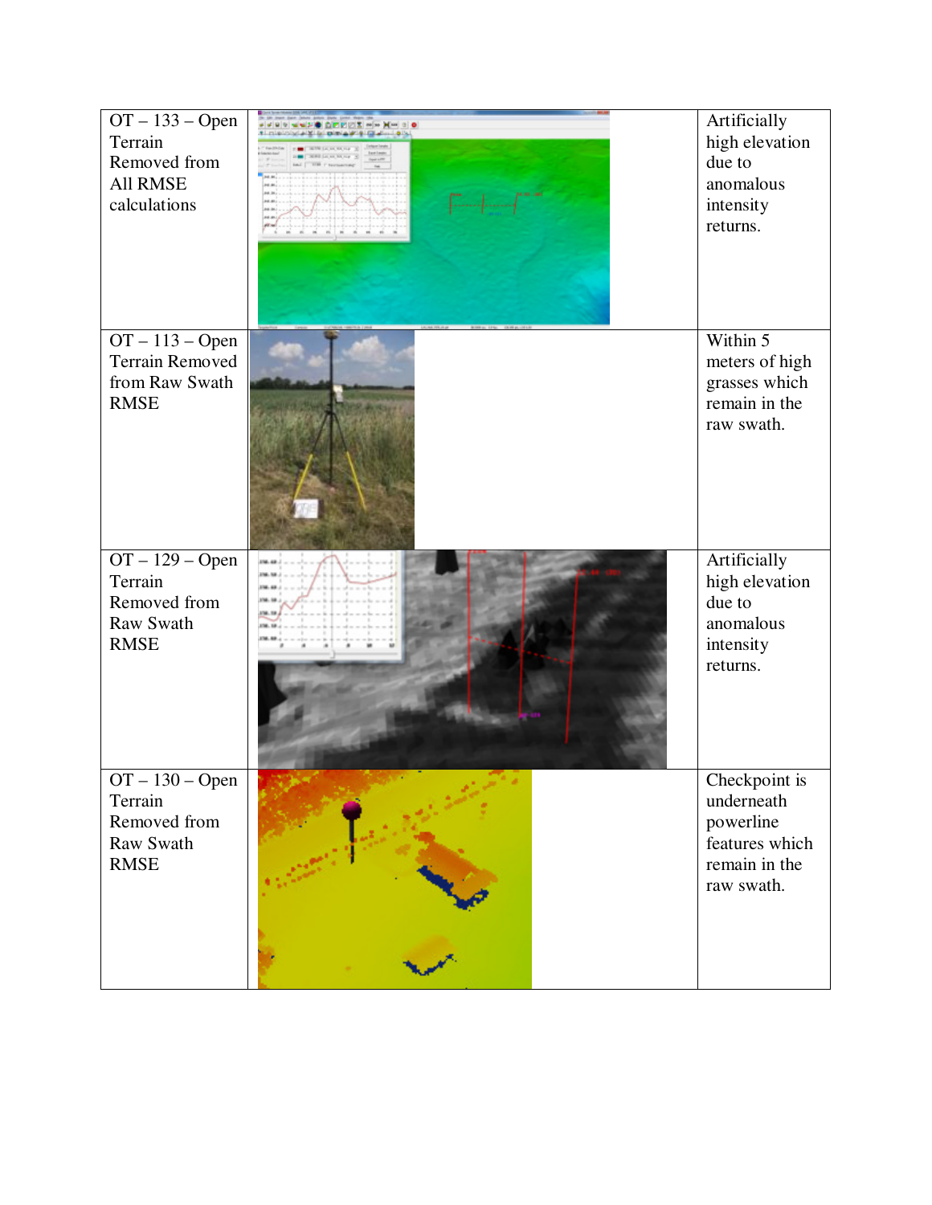| | | |
|---|---|---|
| OT – 133 – Open Terrain Removed from All RMSE calculations | | Artificially high elevation due to anomalous intensity returns. |
| OT – 113 – Open Terrain Removed from Raw Swath RMSE | | Within 5 meters of high grasses which remain in the raw swath. |
| OT – 129 – Open Terrain Removed from Raw Swath RMSE | | Artificially high elevation due to anomalous intensity returns. |
| OT – 130 – Open Terrain Removed from Raw Swath RMSE | | Checkpoint is underneath powerline features which remain in the raw swath. |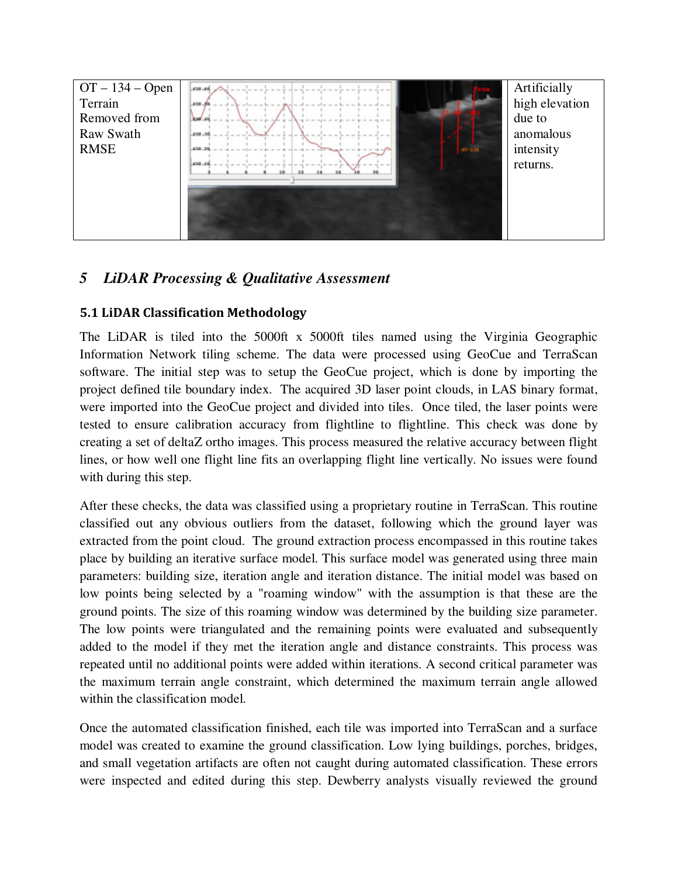| OT – 134 – Open Terrain Removed from Raw Swath RMSE | | Artificially high elevation due to anomalous intensity returns. |
| --- | --- | --- |

## 5 *LiDAR Processing & Qualitative Assessment*

### 5.1 LiDAR Classification Methodology

The LiDAR is tiled into the 5000ft x 5000ft tiles named using the Virginia Geographic Information Network tiling scheme. The data were processed using GeoCue and TerraScan software. The initial step was to setup the GeoCue project, which is done by importing the project defined tile boundary index. The acquired 3D laser point clouds, in LAS binary format, were imported into the GeoCue project and divided into tiles. Once tiled, the laser points were tested to ensure calibration accuracy from flightline to flightline. This check was done by creating a set of deltaZ ortho images. This process measured the relative accuracy between flight lines, or how well one flight line fits an overlapping flight line vertically. No issues were found with during this step.

After these checks, the data was classified using a proprietary routine in TerraScan. This routine classified out any obvious outliers from the dataset, following which the ground layer was extracted from the point cloud. The ground extraction process encompassed in this routine takes place by building an iterative surface model. This surface model was generated using three main parameters: building size, iteration angle and iteration distance. The initial model was based on low points being selected by a "roaming window" with the assumption is that these are the ground points. The size of this roaming window was determined by the building size parameter. The low points were triangulated and the remaining points were evaluated and subsequently added to the model if they met the iteration angle and distance constraints. This process was repeated until no additional points were added within iterations. A second critical parameter was the maximum terrain angle constraint, which determined the maximum terrain angle allowed within the classification model.

Once the automated classification finished, each tile was imported into TerraScan and a surface model was created to examine the ground classification. Low lying buildings, porches, bridges, and small vegetation artifacts are often not caught during automated classification. These errors were inspected and edited during this step. Dewberry analysts visually reviewed the ground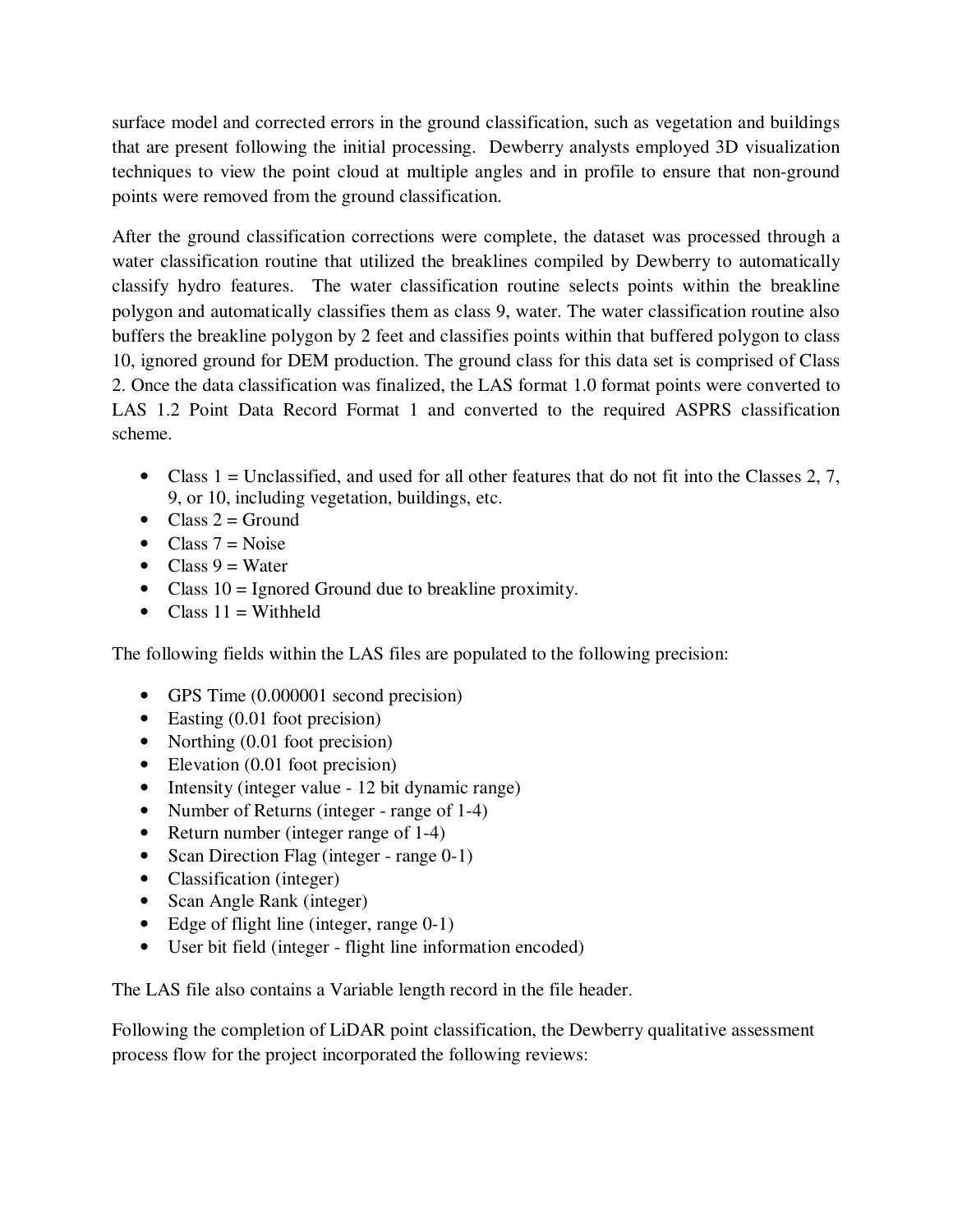surface model and corrected errors in the ground classification, such as vegetation and buildings that are present following the initial processing. Dewberry analysts employed 3D visualization techniques to view the point cloud at multiple angles and in profile to ensure that non-ground points were removed from the ground classification.

After the ground classification corrections were complete, the dataset was processed through a water classification routine that utilized the breaklines compiled by Dewberry to automatically classify hydro features. The water classification routine selects points within the breakline polygon and automatically classifies them as class 9, water. The water classification routine also buffers the breakline polygon by 2 feet and classifies points within that buffered polygon to class 10, ignored ground for DEM production. The ground class for this data set is comprised of Class 2. Once the data classification was finalized, the LAS format 1.0 format points were converted to LAS 1.2 Point Data Record Format 1 and converted to the required ASPRS classification scheme.

- Class 1 = Unclassified, and used for all other features that do not fit into the Classes 2, 7, 9, or 10, including vegetation, buildings, etc.
- Class 2 = Ground
- Class 7 = Noise
- Class 9 = Water
- Class 10 = Ignored Ground due to breakline proximity.
- Class 11 = Withheld

The following fields within the LAS files are populated to the following precision:

- GPS Time (0.000001 second precision)
- Easting (0.01 foot precision)
- Northing (0.01 foot precision)
- Elevation (0.01 foot precision)
- Intensity (integer value - 12 bit dynamic range)
- Number of Returns (integer - range of 1-4)
- Return number (integer range of 1-4)
- Scan Direction Flag (integer - range 0-1)
- Classification (integer)
- Scan Angle Rank (integer)
- Edge of flight line (integer, range 0-1)
- User bit field (integer - flight line information encoded)

The LAS file also contains a Variable length record in the file header.

Following the completion of LiDAR point classification, the Dewberry qualitative assessment process flow for the project incorporated the following reviews: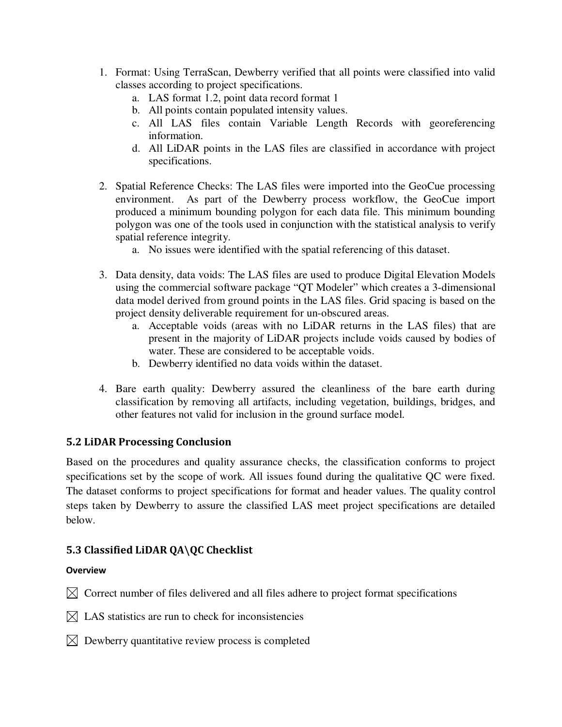1. Format: Using TerraScan, Dewberry verified that all points were classified into valid classes according to project specifications.
   a. LAS format 1.2, point data record format 1
   b. All points contain populated intensity values.
   c. All LAS files contain Variable Length Records with georeferencing information.
   d. All LiDAR points in the LAS files are classified in accordance with project specifications.

2. Spatial Reference Checks: The LAS files were imported into the GeoCue processing environment. As part of the Dewberry process workflow, the GeoCue import produced a minimum bounding polygon for each data file. This minimum bounding polygon was one of the tools used in conjunction with the statistical analysis to verify spatial reference integrity.
   a. No issues were identified with the spatial referencing of this dataset.

3. Data density, data voids: The LAS files are used to produce Digital Elevation Models using the commercial software package "QT Modeler" which creates a 3-dimensional data model derived from ground points in the LAS files. Grid spacing is based on the project density deliverable requirement for un-obscured areas.
   a. Acceptable voids (areas with no LiDAR returns in the LAS files) that are present in the majority of LiDAR projects include voids caused by bodies of water. These are considered to be acceptable voids.
   b. Dewberry identified no data voids within the dataset.

4. Bare earth quality: Dewberry assured the cleanliness of the bare earth during classification by removing all artifacts, including vegetation, buildings, bridges, and other features not valid for inclusion in the ground surface model.

## 5.2 LiDAR Processing Conclusion

Based on the procedures and quality assurance checks, the classification conforms to project specifications set by the scope of work. All issues found during the qualitative QC were fixed. The dataset conforms to project specifications for format and header values. The quality control steps taken by Dewberry to assure the classified LAS meet project specifications are detailed below.

## 5.3 Classified LiDAR QA\QC Checklist

#### Overview

☒ Correct number of files delivered and all files adhere to project format specifications

☒ LAS statistics are run to check for inconsistencies

☒ Dewberry quantitative review process is completed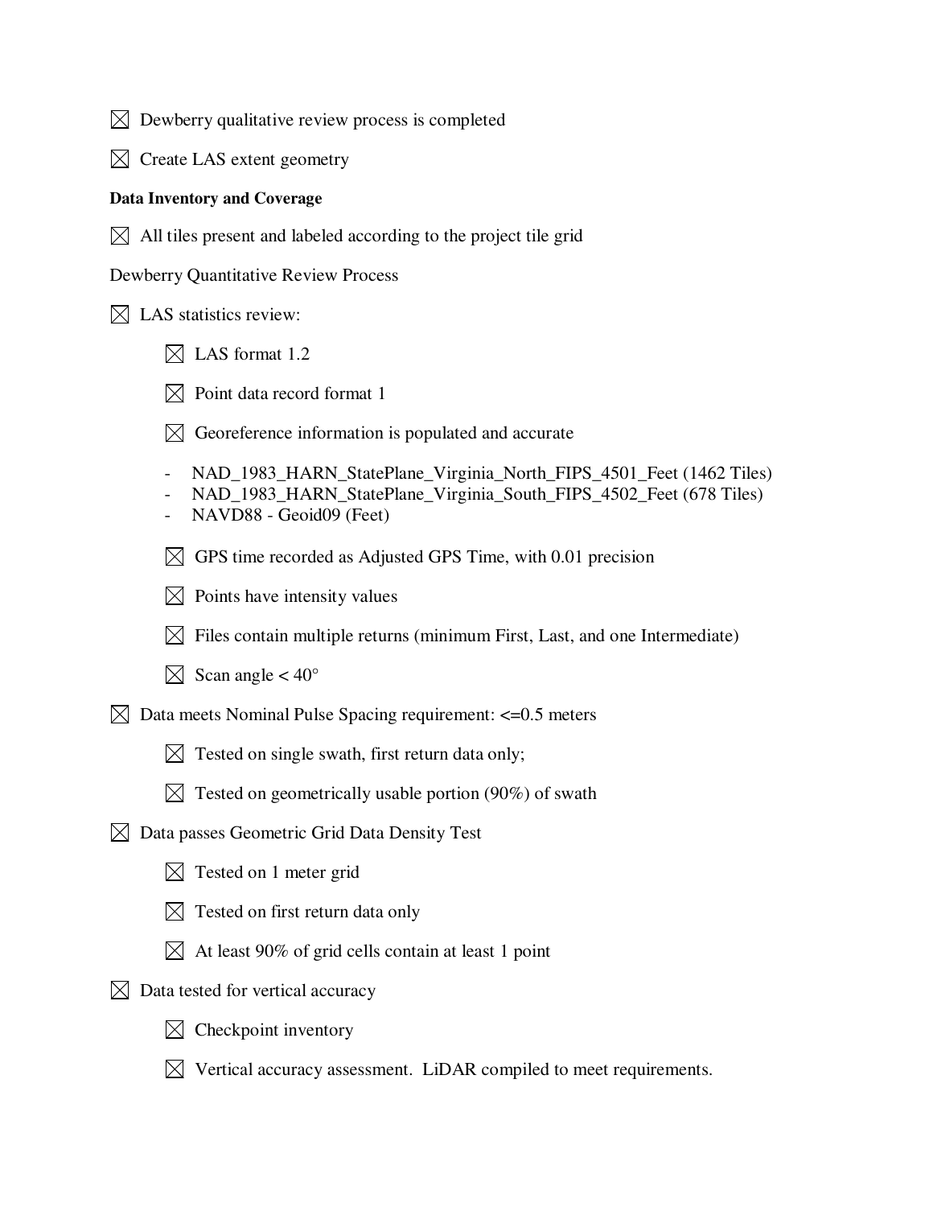☒ Dewberry qualitative review process is completed

☒ Create LAS extent geometry

**Data Inventory and Coverage**

☒ All tiles present and labeled according to the project tile grid

Dewberry Quantitative Review Process

☒ LAS statistics review:

  ☒ LAS format 1.2

  ☒ Point data record format 1

  ☒ Georeference information is populated and accurate

  - NAD_1983_HARN_StatePlane_Virginia_North_FIPS_4501_Feet (1462 Tiles)
  - NAD_1983_HARN_StatePlane_Virginia_South_FIPS_4502_Feet (678 Tiles)
  - NAVD88 - Geoid09 (Feet)

  ☒ GPS time recorded as Adjusted GPS Time, with 0.01 precision

  ☒ Points have intensity values

  ☒ Files contain multiple returns (minimum First, Last, and one Intermediate)

  ☒ Scan angle < 40°

☒ Data meets Nominal Pulse Spacing requirement: <=0.5 meters

  ☒ Tested on single swath, first return data only;

  ☒ Tested on geometrically usable portion (90%) of swath

☒ Data passes Geometric Grid Data Density Test

  ☒ Tested on 1 meter grid

  ☒ Tested on first return data only

  ☒ At least 90% of grid cells contain at least 1 point

☒ Data tested for vertical accuracy

  ☒ Checkpoint inventory

  ☒ Vertical accuracy assessment. LiDAR compiled to meet requirements.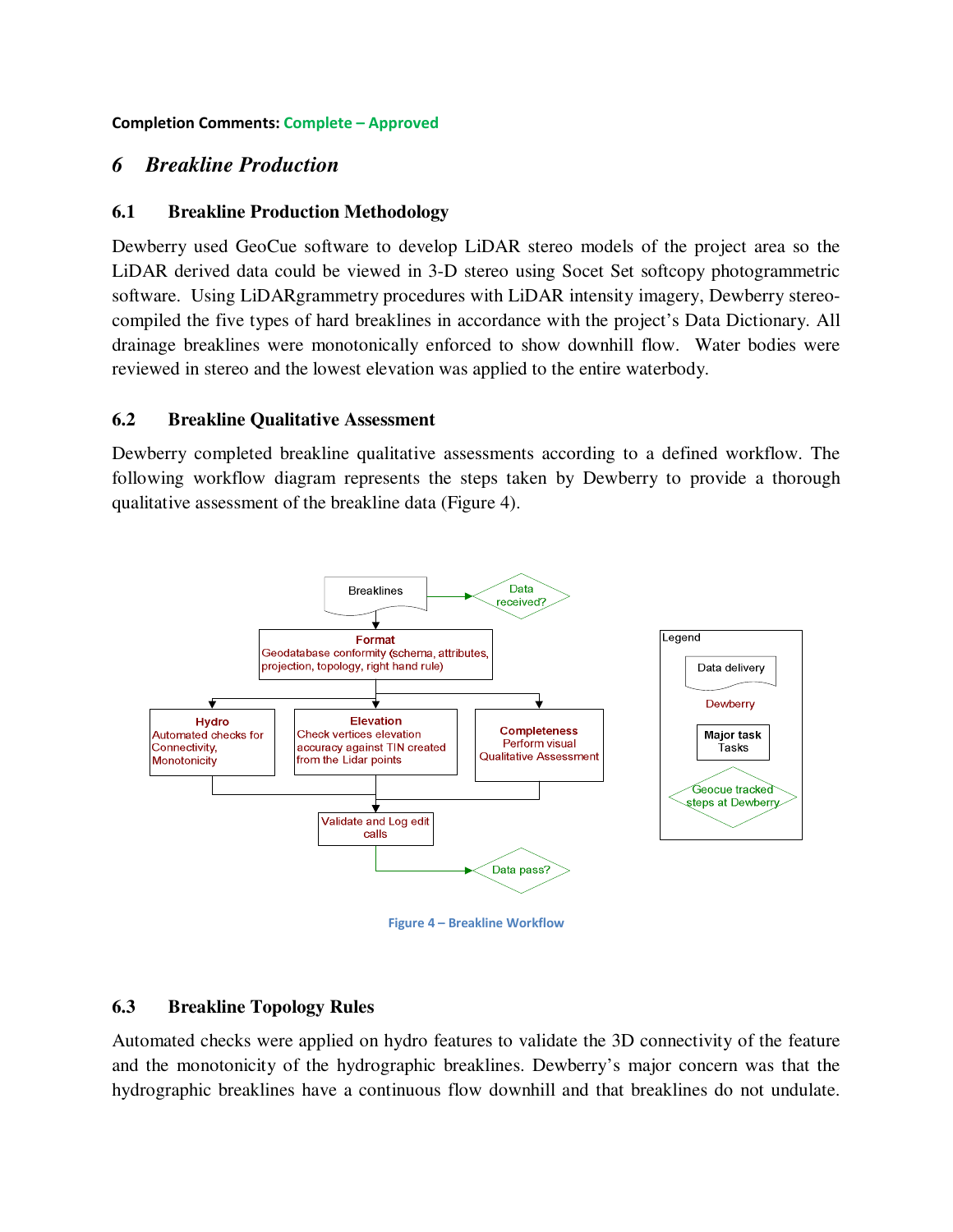**Completion Comments:** Complete – Approved

# *6 Breakline Production*

## 6.1 Breakline Production Methodology

Dewberry used GeoCue software to develop LiDAR stereo models of the project area so the LiDAR derived data could be viewed in 3-D stereo using Socet Set softcopy photogrammetric software. Using LiDARgrammetry procedures with LiDAR intensity imagery, Dewberry stereo-compiled the five types of hard breaklines in accordance with the project's Data Dictionary. All drainage breaklines were monotonically enforced to show downhill flow. Water bodies were reviewed in stereo and the lowest elevation was applied to the entire waterbody.

## 6.2 Breakline Qualitative Assessment

Dewberry completed breakline qualitative assessments according to a defined workflow. The following workflow diagram represents the steps taken by Dewberry to provide a thorough qualitative assessment of the breakline data (Figure 4).

Breaklines → Data received?

**Format**
Geodatabase conformity (schema, attributes, projection, topology, right hand rule)

**Hydro**
Automated checks for Connectivity, Monotonicity

**Elevation**
Check vertices elevation accuracy against TIN created from the Lidar points

**Completeness**
Perform visual Qualitative Assessment

Validate and Log edit calls → Data pass?

Legend: Data delivery; Dewberry; Major task Tasks; Geocue tracked steps at Dewberry

Figure 4 – Breakline Workflow

## 6.3 Breakline Topology Rules

Automated checks were applied on hydro features to validate the 3D connectivity of the feature and the monotonicity of the hydrographic breaklines. Dewberry's major concern was that the hydrographic breaklines have a continuous flow downhill and that breaklines do not undulate.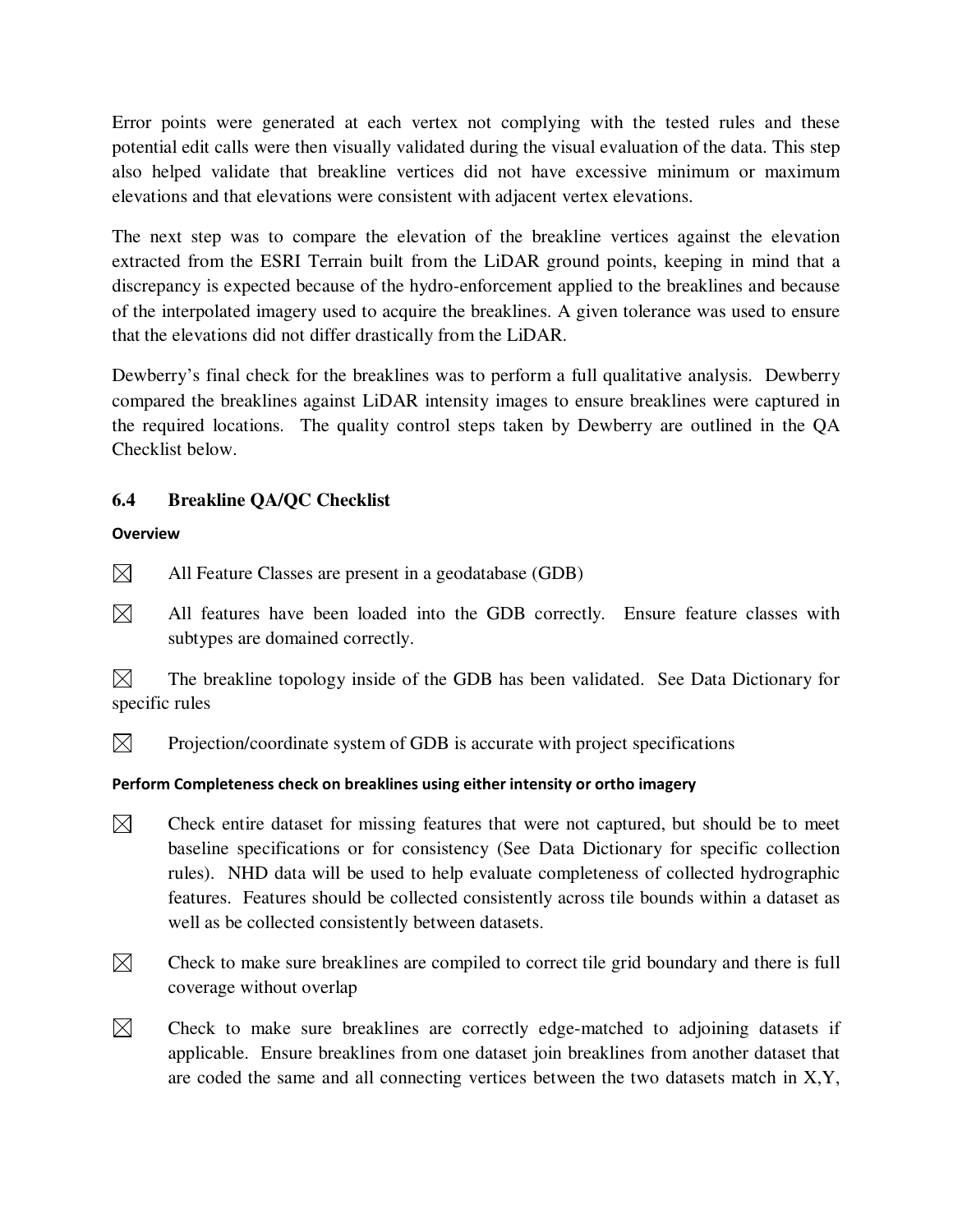Error points were generated at each vertex not complying with the tested rules and these potential edit calls were then visually validated during the visual evaluation of the data. This step also helped validate that breakline vertices did not have excessive minimum or maximum elevations and that elevations were consistent with adjacent vertex elevations.

The next step was to compare the elevation of the breakline vertices against the elevation extracted from the ESRI Terrain built from the LiDAR ground points, keeping in mind that a discrepancy is expected because of the hydro-enforcement applied to the breaklines and because of the interpolated imagery used to acquire the breaklines. A given tolerance was used to ensure that the elevations did not differ drastically from the LiDAR.

Dewberry's final check for the breaklines was to perform a full qualitative analysis. Dewberry compared the breaklines against LiDAR intensity images to ensure breaklines were captured in the required locations. The quality control steps taken by Dewberry are outlined in the QA Checklist below.

### 6.4 Breakline QA/QC Checklist

**Overview**

☒ All Feature Classes are present in a geodatabase (GDB)

☒ All features have been loaded into the GDB correctly. Ensure feature classes with subtypes are domained correctly.

☒ The breakline topology inside of the GDB has been validated. See Data Dictionary for specific rules

☒ Projection/coordinate system of GDB is accurate with project specifications

**Perform Completeness check on breaklines using either intensity or ortho imagery**

☒ Check entire dataset for missing features that were not captured, but should be to meet baseline specifications or for consistency (See Data Dictionary for specific collection rules). NHD data will be used to help evaluate completeness of collected hydrographic features. Features should be collected consistently across tile bounds within a dataset as well as be collected consistently between datasets.

☒ Check to make sure breaklines are compiled to correct tile grid boundary and there is full coverage without overlap

☒ Check to make sure breaklines are correctly edge-matched to adjoining datasets if applicable. Ensure breaklines from one dataset join breaklines from another dataset that are coded the same and all connecting vertices between the two datasets match in X,Y,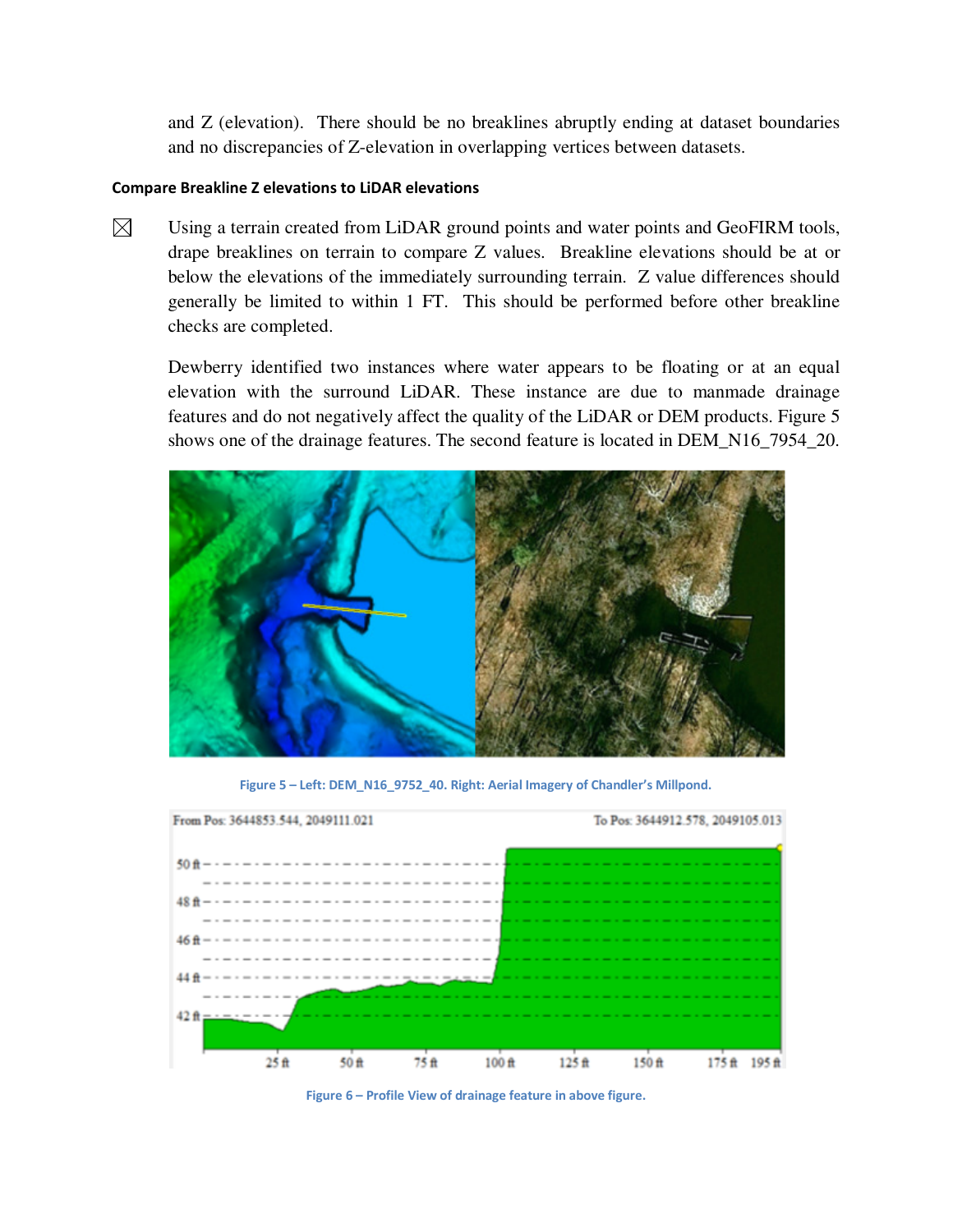and Z (elevation). There should be no breaklines abruptly ending at dataset boundaries and no discrepancies of Z-elevation in overlapping vertices between datasets.

**Compare Breakline Z elevations to LiDAR elevations**

☒ Using a terrain created from LiDAR ground points and water points and GeoFIRM tools, drape breaklines on terrain to compare Z values. Breakline elevations should be at or below the elevations of the immediately surrounding terrain. Z value differences should generally be limited to within 1 FT. This should be performed before other breakline checks are completed.

Dewberry identified two instances where water appears to be floating or at an equal elevation with the surround LiDAR. These instance are due to manmade drainage features and do not negatively affect the quality of the LiDAR or DEM products. Figure 5 shows one of the drainage features. The second feature is located in DEM_N16_7954_20.

Figure 5 – Left: DEM_N16_9752_40. Right: Aerial Imagery of Chandler's Millpond.

Figure 6 – Profile View of drainage feature in above figure.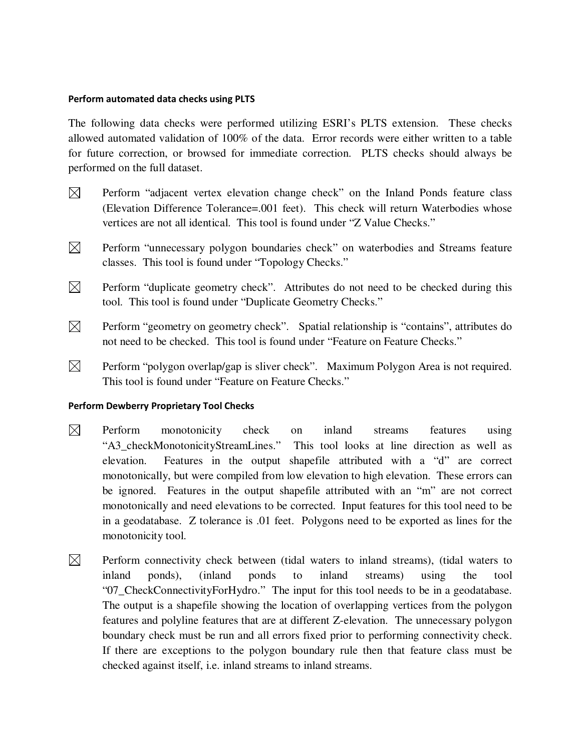**Perform automated data checks using PLTS**

The following data checks were performed utilizing ESRI's PLTS extension. These checks allowed automated validation of 100% of the data. Error records were either written to a table for future correction, or browsed for immediate correction. PLTS checks should always be performed on the full dataset.

- ☒ Perform "adjacent vertex elevation change check" on the Inland Ponds feature class (Elevation Difference Tolerance=.001 feet). This check will return Waterbodies whose vertices are not all identical. This tool is found under "Z Value Checks."
- ☒ Perform "unnecessary polygon boundaries check" on waterbodies and Streams feature classes. This tool is found under "Topology Checks."
- ☒ Perform "duplicate geometry check". Attributes do not need to be checked during this tool. This tool is found under "Duplicate Geometry Checks."
- ☒ Perform "geometry on geometry check". Spatial relationship is "contains", attributes do not need to be checked. This tool is found under "Feature on Feature Checks."
- ☒ Perform "polygon overlap/gap is sliver check". Maximum Polygon Area is not required. This tool is found under "Feature on Feature Checks."

**Perform Dewberry Proprietary Tool Checks**

- ☒ Perform monotonicity check on inland streams features using "A3_checkMonotonicityStreamLines." This tool looks at line direction as well as elevation. Features in the output shapefile attributed with a "d" are correct monotonically, but were compiled from low elevation to high elevation. These errors can be ignored. Features in the output shapefile attributed with an "m" are not correct monotonically and need elevations to be corrected. Input features for this tool need to be in a geodatabase. Z tolerance is .01 feet. Polygons need to be exported as lines for the monotonicity tool.
- ☒ Perform connectivity check between (tidal waters to inland streams), (tidal waters to inland ponds), (inland ponds to inland streams) using the tool "07_CheckConnectivityForHydro." The input for this tool needs to be in a geodatabase. The output is a shapefile showing the location of overlapping vertices from the polygon features and polyline features that are at different Z-elevation. The unnecessary polygon boundary check must be run and all errors fixed prior to performing connectivity check. If there are exceptions to the polygon boundary rule then that feature class must be checked against itself, i.e. inland streams to inland streams.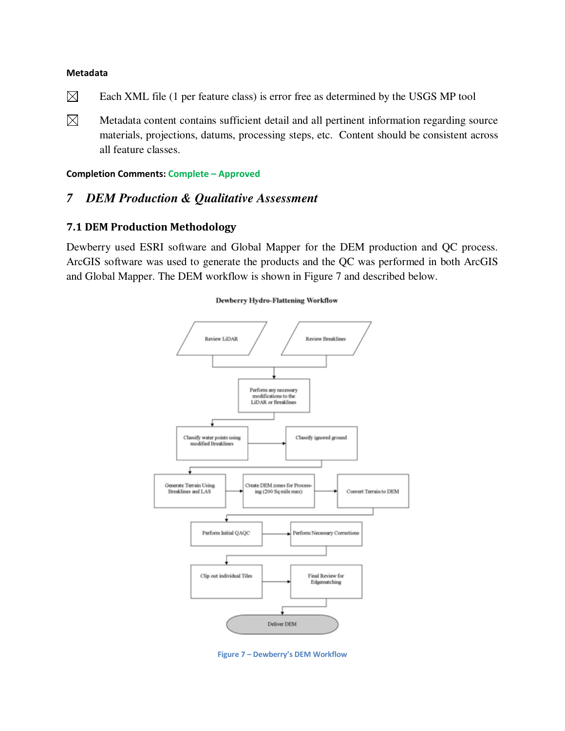#### Metadata

☒ Each XML file (1 per feature class) is error free as determined by the USGS MP tool

☒ Metadata content contains sufficient detail and all pertinent information regarding source materials, projections, datums, processing steps, etc. Content should be consistent across all feature classes.

**Completion Comments:** **Complete – Approved**

# 7 *DEM Production & Qualitative Assessment*

## 7.1 DEM Production Methodology

Dewberry used ESRI software and Global Mapper for the DEM production and QC process. ArcGIS software was used to generate the products and the QC was performed in both ArcGIS and Global Mapper. The DEM workflow is shown in Figure 7 and described below.

Figure 7 – Dewberry's DEM Workflow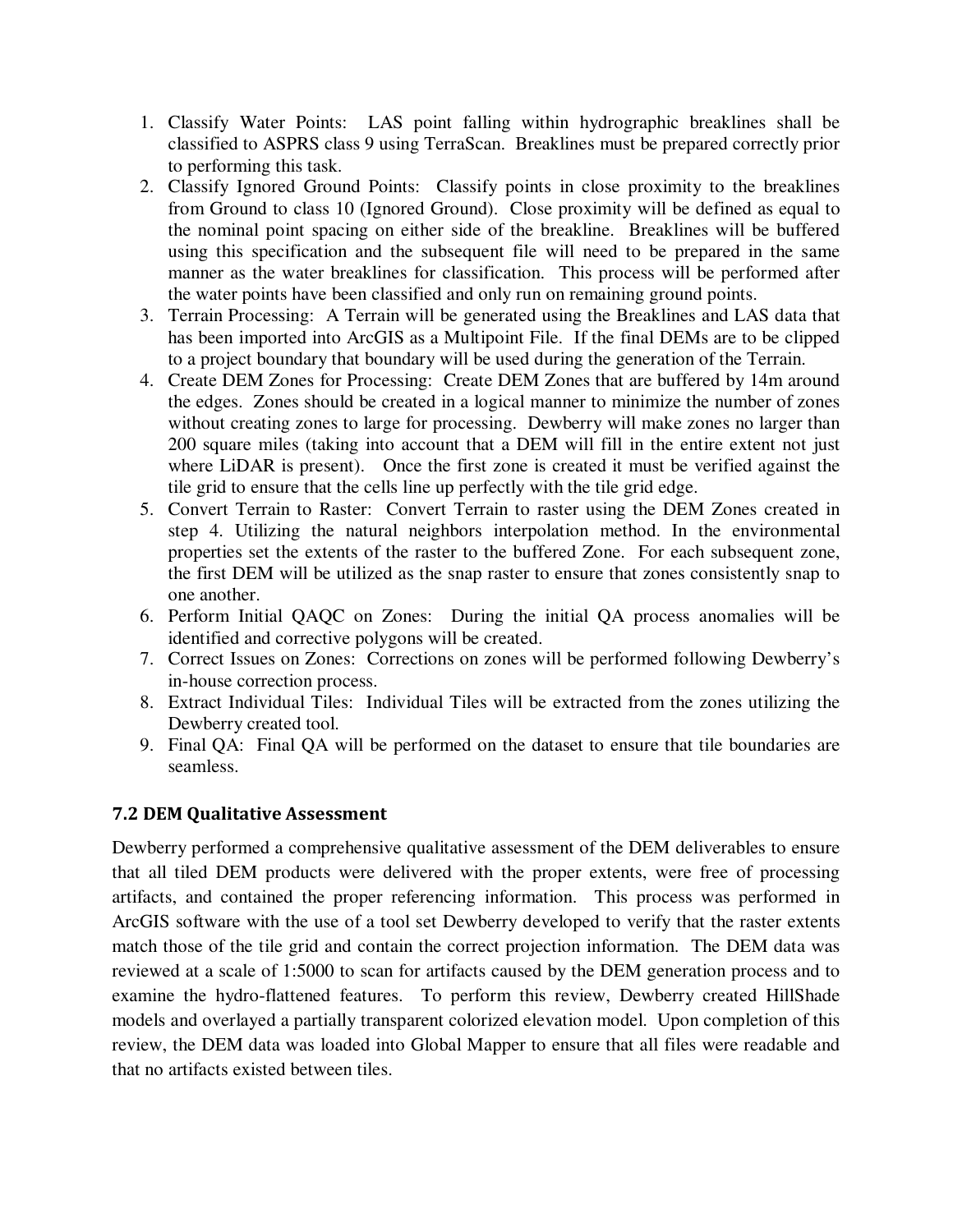1. Classify Water Points: LAS point falling within hydrographic breaklines shall be classified to ASPRS class 9 using TerraScan. Breaklines must be prepared correctly prior to performing this task.
2. Classify Ignored Ground Points: Classify points in close proximity to the breaklines from Ground to class 10 (Ignored Ground). Close proximity will be defined as equal to the nominal point spacing on either side of the breakline. Breaklines will be buffered using this specification and the subsequent file will need to be prepared in the same manner as the water breaklines for classification. This process will be performed after the water points have been classified and only run on remaining ground points.
3. Terrain Processing: A Terrain will be generated using the Breaklines and LAS data that has been imported into ArcGIS as a Multipoint File. If the final DEMs are to be clipped to a project boundary that boundary will be used during the generation of the Terrain.
4. Create DEM Zones for Processing: Create DEM Zones that are buffered by 14m around the edges. Zones should be created in a logical manner to minimize the number of zones without creating zones to large for processing. Dewberry will make zones no larger than 200 square miles (taking into account that a DEM will fill in the entire extent not just where LiDAR is present). Once the first zone is created it must be verified against the tile grid to ensure that the cells line up perfectly with the tile grid edge.
5. Convert Terrain to Raster: Convert Terrain to raster using the DEM Zones created in step 4. Utilizing the natural neighbors interpolation method. In the environmental properties set the extents of the raster to the buffered Zone. For each subsequent zone, the first DEM will be utilized as the snap raster to ensure that zones consistently snap to one another.
6. Perform Initial QAQC on Zones: During the initial QA process anomalies will be identified and corrective polygons will be created.
7. Correct Issues on Zones: Corrections on zones will be performed following Dewberry's in-house correction process.
8. Extract Individual Tiles: Individual Tiles will be extracted from the zones utilizing the Dewberry created tool.
9. Final QA: Final QA will be performed on the dataset to ensure that tile boundaries are seamless.

### 7.2 DEM Qualitative Assessment

Dewberry performed a comprehensive qualitative assessment of the DEM deliverables to ensure that all tiled DEM products were delivered with the proper extents, were free of processing artifacts, and contained the proper referencing information. This process was performed in ArcGIS software with the use of a tool set Dewberry developed to verify that the raster extents match those of the tile grid and contain the correct projection information. The DEM data was reviewed at a scale of 1:5000 to scan for artifacts caused by the DEM generation process and to examine the hydro-flattened features. To perform this review, Dewberry created HillShade models and overlayed a partially transparent colorized elevation model. Upon completion of this review, the DEM data was loaded into Global Mapper to ensure that all files were readable and that no artifacts existed between tiles.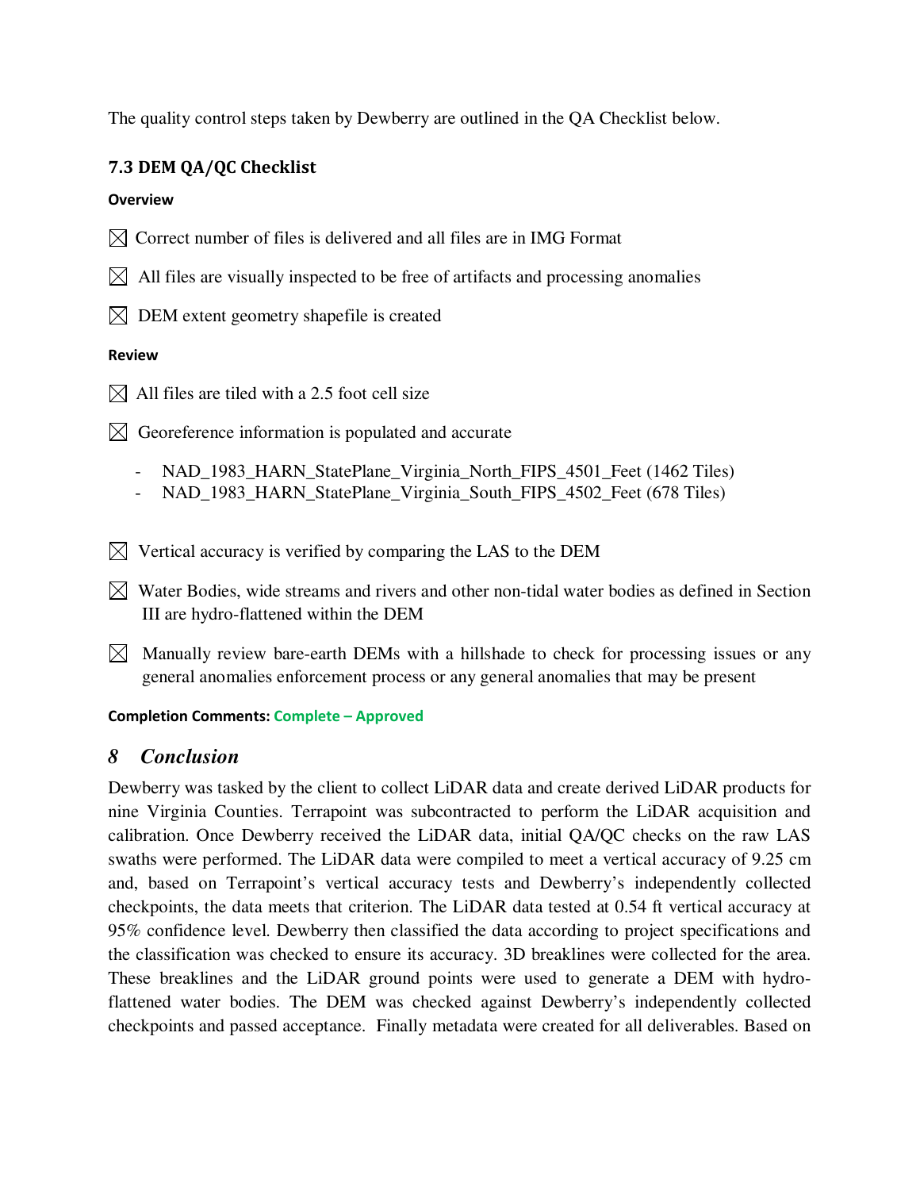The quality control steps taken by Dewberry are outlined in the QA Checklist below.

### 7.3 DEM QA/QC Checklist

#### Overview

☒ Correct number of files is delivered and all files are in IMG Format

☒ All files are visually inspected to be free of artifacts and processing anomalies

☒ DEM extent geometry shapefile is created

#### Review

☒ All files are tiled with a 2.5 foot cell size

☒ Georeference information is populated and accurate

- NAD_1983_HARN_StatePlane_Virginia_North_FIPS_4501_Feet (1462 Tiles)
- NAD_1983_HARN_StatePlane_Virginia_South_FIPS_4502_Feet (678 Tiles)

☒ Vertical accuracy is verified by comparing the LAS to the DEM

☒ Water Bodies, wide streams and rivers and other non-tidal water bodies as defined in Section III are hydro-flattened within the DEM

☒ Manually review bare-earth DEMs with a hillshade to check for processing issues or any general anomalies enforcement process or any general anomalies that may be present

**Completion Comments: Complete – Approved**

## *8 Conclusion*

Dewberry was tasked by the client to collect LiDAR data and create derived LiDAR products for nine Virginia Counties. Terrapoint was subcontracted to perform the LiDAR acquisition and calibration. Once Dewberry received the LiDAR data, initial QA/QC checks on the raw LAS swaths were performed. The LiDAR data were compiled to meet a vertical accuracy of 9.25 cm and, based on Terrapoint's vertical accuracy tests and Dewberry's independently collected checkpoints, the data meets that criterion. The LiDAR data tested at 0.54 ft vertical accuracy at 95% confidence level. Dewberry then classified the data according to project specifications and the classification was checked to ensure its accuracy. 3D breaklines were collected for the area. These breaklines and the LiDAR ground points were used to generate a DEM with hydro-flattened water bodies. The DEM was checked against Dewberry's independently collected checkpoints and passed acceptance. Finally metadata were created for all deliverables. Based on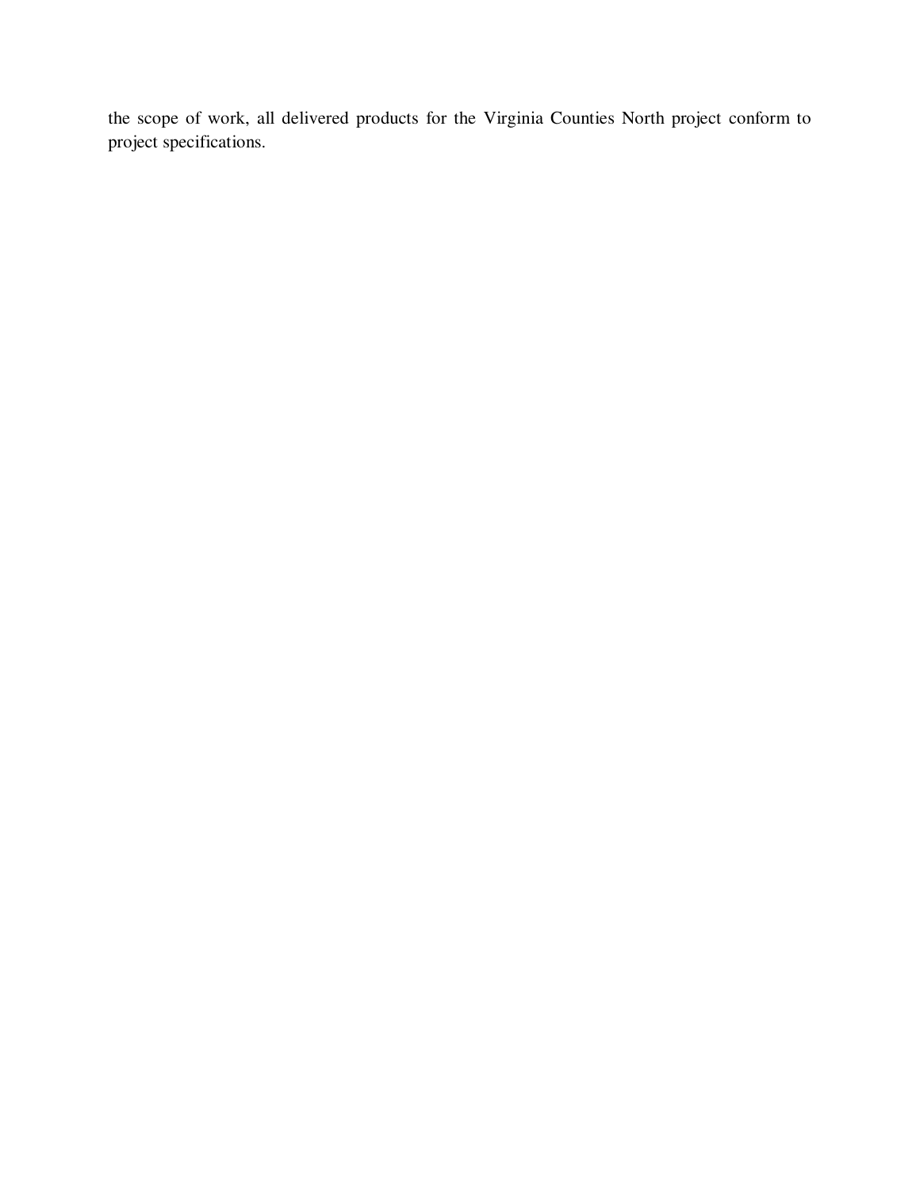the scope of work, all delivered products for the Virginia Counties North project conform to project specifications.